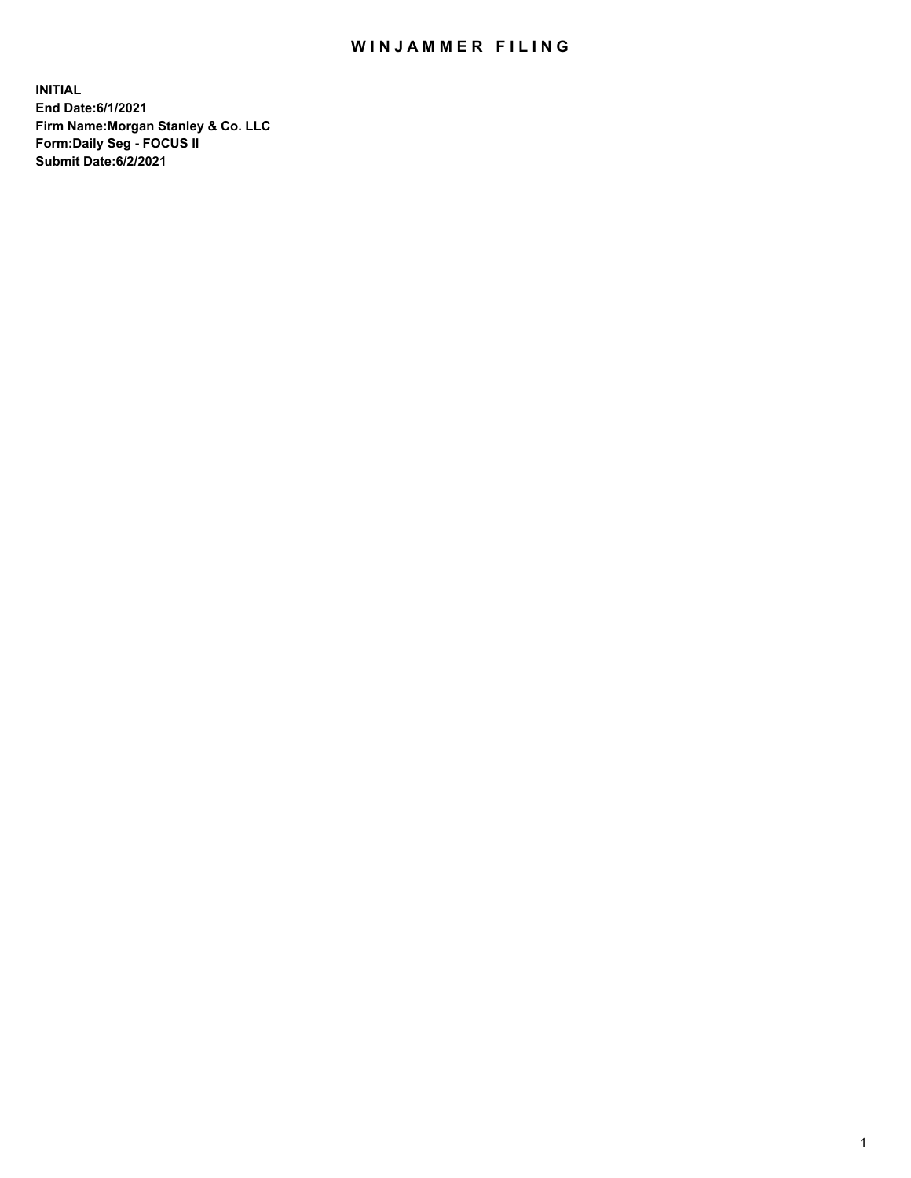# WINJAMMER FILING

**INITIAL**
**End Date:6/1/2021**
**Firm Name:Morgan Stanley & Co. LLC**
**Form:Daily Seg - FOCUS II**
**Submit Date:6/2/2021**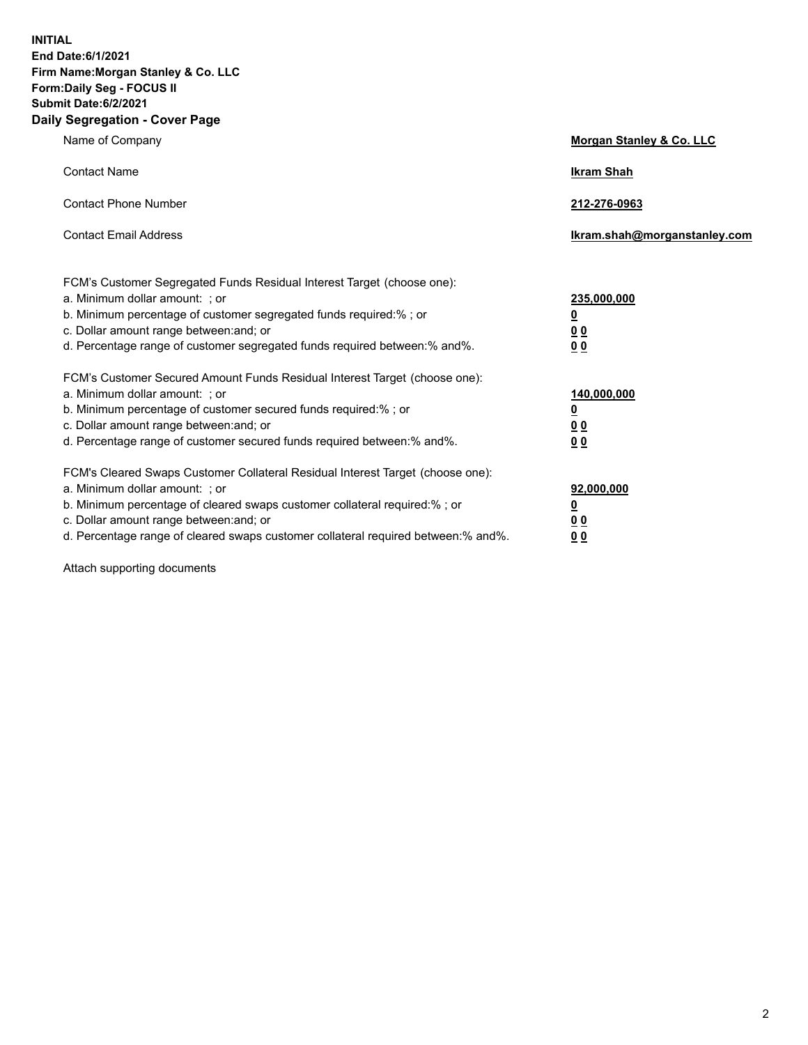**INITIAL**
**End Date:6/1/2021**
**Firm Name:Morgan Stanley & Co. LLC**
**Form:Daily Seg - FOCUS II**
**Submit Date:6/2/2021**

## Daily Segregation - Cover Page

| | |
|---|---|
| Name of Company | **Morgan Stanley & Co. LLC** |
| Contact Name | **Ikram Shah** |
| Contact Phone Number | **212-276-0963** |
| Contact Email Address | **Ikram.shah@morganstanley.com** |

FCM's Customer Segregated Funds Residual Interest Target (choose one):

| | |
|---|---|
| a. Minimum dollar amount: ; or | **235,000,000** |
| b. Minimum percentage of customer segregated funds required:% ; or | **0** |
| c. Dollar amount range between:and; or | **0 0** |
| d. Percentage range of customer segregated funds required between:% and%. | **0 0** |

FCM's Customer Secured Amount Funds Residual Interest Target (choose one):

| | |
|---|---|
| a. Minimum dollar amount: ; or | **140,000,000** |
| b. Minimum percentage of customer secured funds required:% ; or | **0** |
| c. Dollar amount range between:and; or | **0 0** |
| d. Percentage range of customer secured funds required between:% and%. | **0 0** |

FCM's Cleared Swaps Customer Collateral Residual Interest Target (choose one):

| | |
|---|---|
| a. Minimum dollar amount: ; or | **92,000,000** |
| b. Minimum percentage of cleared swaps customer collateral required:% ; or | **0** |
| c. Dollar amount range between:and; or | **0 0** |
| d. Percentage range of cleared swaps customer collateral required between:% and%. | **0 0** |

Attach supporting documents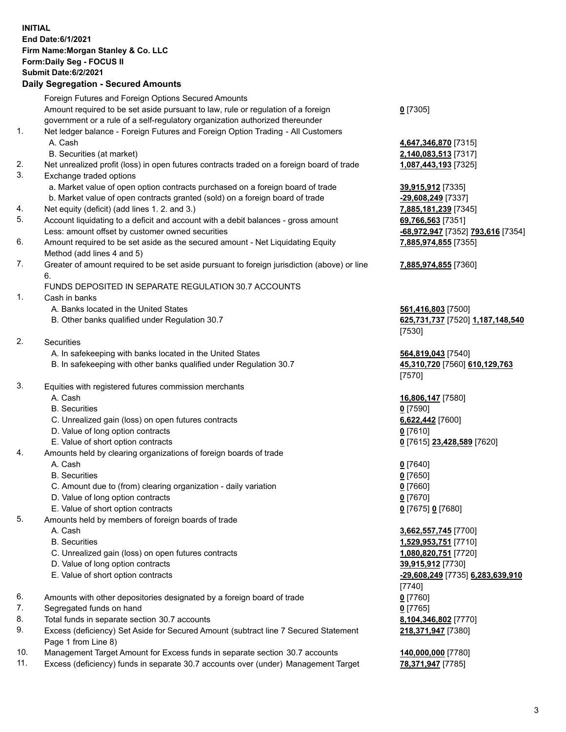**INITIAL**
**End Date:6/1/2021**
**Firm Name:Morgan Stanley & Co. LLC**
**Form:Daily Seg - FOCUS II**
**Submit Date:6/2/2021**

## Daily Segregation - Secured Amounts

| | | |
|---|---|---|
| | Foreign Futures and Foreign Options Secured Amounts | |
| | Amount required to be set aside pursuant to law, rule or regulation of a foreign government or a rule of a self-regulatory organization authorized thereunder | **0** [7305] |
| 1. | Net ledger balance - Foreign Futures and Foreign Option Trading - All Customers | |
| | A. Cash | **4,647,346,870** [7315] |
| | B. Securities (at market) | **2,140,083,513** [7317] |
| 2. | Net unrealized profit (loss) in open futures contracts traded on a foreign board of trade | **1,087,443,193** [7325] |
| 3. | Exchange traded options | |
| | a. Market value of open option contracts purchased on a foreign board of trade | **39,915,912** [7335] |
| | b. Market value of open contracts granted (sold) on a foreign board of trade | **-29,608,249** [7337] |
| 4. | Net equity (deficit) (add lines 1. 2. and 3.) | **7,885,181,239** [7345] |
| 5. | Account liquidating to a deficit and account with a debit balances - gross amount | **69,766,563** [7351] |
| | Less: amount offset by customer owned securities | **-68,972,947** [7352] **793,616** [7354] |
| 6. | Amount required to be set aside as the secured amount - Net Liquidating Equity Method (add lines 4 and 5) | **7,885,974,855** [7355] |
| 7. | Greater of amount required to be set aside pursuant to foreign jurisdiction (above) or line 6. | **7,885,974,855** [7360] |
| | FUNDS DEPOSITED IN SEPARATE REGULATION 30.7 ACCOUNTS | |
| 1. | Cash in banks | |
| | A. Banks located in the United States | **561,416,803** [7500] |
| | B. Other banks qualified under Regulation 30.7 | **625,731,737** [7520] **1,187,148,540** [7530] |
| 2. | Securities | |
| | A. In safekeeping with banks located in the United States | **564,819,043** [7540] |
| | B. In safekeeping with other banks qualified under Regulation 30.7 | **45,310,720** [7560] **610,129,763** [7570] |
| 3. | Equities with registered futures commission merchants | |
| | A. Cash | **16,806,147** [7580] |
| | B. Securities | **0** [7590] |
| | C. Unrealized gain (loss) on open futures contracts | **6,622,442** [7600] |
| | D. Value of long option contracts | **0** [7610] |
| | E. Value of short option contracts | **0** [7615] **23,428,589** [7620] |
| 4. | Amounts held by clearing organizations of foreign boards of trade | |
| | A. Cash | **0** [7640] |
| | B. Securities | **0** [7650] |
| | C. Amount due to (from) clearing organization - daily variation | **0** [7660] |
| | D. Value of long option contracts | **0** [7670] |
| | E. Value of short option contracts | **0** [7675] **0** [7680] |
| 5. | Amounts held by members of foreign boards of trade | |
| | A. Cash | **3,662,557,745** [7700] |
| | B. Securities | **1,529,953,751** [7710] |
| | C. Unrealized gain (loss) on open futures contracts | **1,080,820,751** [7720] |
| | D. Value of long option contracts | **39,915,912** [7730] |
| | E. Value of short option contracts | **-29,608,249** [7735] **6,283,639,910** [7740] |
| 6. | Amounts with other depositories designated by a foreign board of trade | **0** [7760] |
| 7. | Segregated funds on hand | **0** [7765] |
| 8. | Total funds in separate section 30.7 accounts | **8,104,346,802** [7770] |
| 9. | Excess (deficiency) Set Aside for Secured Amount (subtract line 7 Secured Statement Page 1 from Line 8) | **218,371,947** [7380] |
| 10. | Management Target Amount for Excess funds in separate section 30.7 accounts | **140,000,000** [7780] |
| 11. | Excess (deficiency) funds in separate 30.7 accounts over (under) Management Target | **78,371,947** [7785] |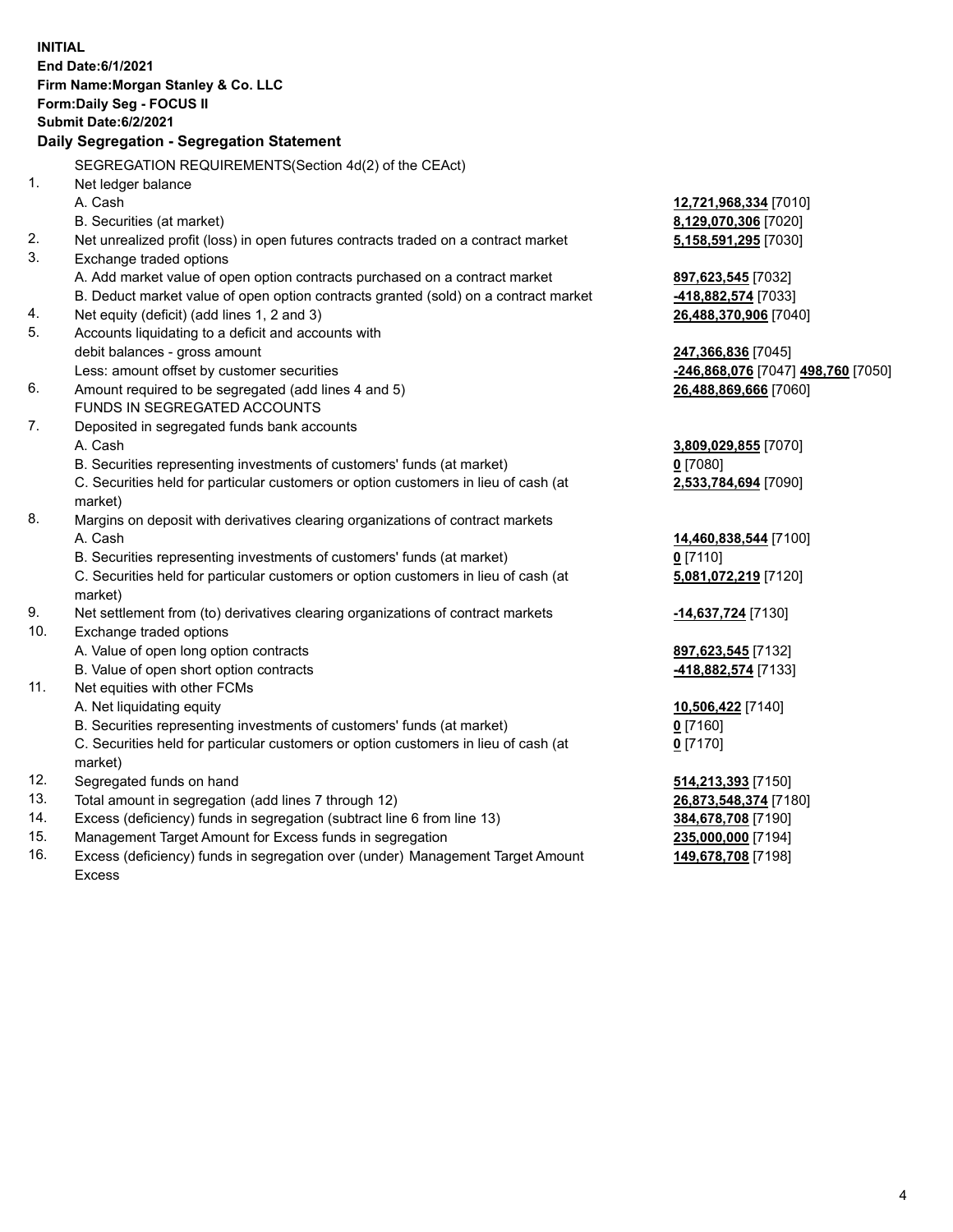**INITIAL**
**End Date:6/1/2021**
**Firm Name:Morgan Stanley & Co. LLC**
**Form:Daily Seg - FOCUS II**
**Submit Date:6/2/2021**

## Daily Segregation - Segregation Statement

SEGREGATION REQUIREMENTS(Section 4d(2) of the CEAct)

| | | |
|---|---|---|
| 1. | Net ledger balance | |
| | A. Cash | **12,721,968,334** [7010] |
| | B. Securities (at market) | **8,129,070,306** [7020] |
| 2. | Net unrealized profit (loss) in open futures contracts traded on a contract market | **5,158,591,295** [7030] |
| 3. | Exchange traded options | |
| | A. Add market value of open option contracts purchased on a contract market | **897,623,545** [7032] |
| | B. Deduct market value of open option contracts granted (sold) on a contract market | **-418,882,574** [7033] |
| 4. | Net equity (deficit) (add lines 1, 2 and 3) | **26,488,370,906** [7040] |
| 5. | Accounts liquidating to a deficit and accounts with debit balances - gross amount | **247,366,836** [7045] |
| | Less: amount offset by customer securities | **-246,868,076** [7047] **498,760** [7050] |
| 6. | Amount required to be segregated (add lines 4 and 5) | **26,488,869,666** [7060] |
| | FUNDS IN SEGREGATED ACCOUNTS | |
| 7. | Deposited in segregated funds bank accounts | |
| | A. Cash | **3,809,029,855** [7070] |
| | B. Securities representing investments of customers' funds (at market) | **0** [7080] |
| | C. Securities held for particular customers or option customers in lieu of cash (at market) | **2,533,784,694** [7090] |
| 8. | Margins on deposit with derivatives clearing organizations of contract markets | |
| | A. Cash | **14,460,838,544** [7100] |
| | B. Securities representing investments of customers' funds (at market) | **0** [7110] |
| | C. Securities held for particular customers or option customers in lieu of cash (at market) | **5,081,072,219** [7120] |
| 9. | Net settlement from (to) derivatives clearing organizations of contract markets | **-14,637,724** [7130] |
| 10. | Exchange traded options | |
| | A. Value of open long option contracts | **897,623,545** [7132] |
| | B. Value of open short option contracts | **-418,882,574** [7133] |
| 11. | Net equities with other FCMs | |
| | A. Net liquidating equity | **10,506,422** [7140] |
| | B. Securities representing investments of customers' funds (at market) | **0** [7160] |
| | C. Securities held for particular customers or option customers in lieu of cash (at market) | **0** [7170] |
| 12. | Segregated funds on hand | **514,213,393** [7150] |
| 13. | Total amount in segregation (add lines 7 through 12) | **26,873,548,374** [7180] |
| 14. | Excess (deficiency) funds in segregation (subtract line 6 from line 13) | **384,678,708** [7190] |
| 15. | Management Target Amount for Excess funds in segregation | **235,000,000** [7194] |
| 16. | Excess (deficiency) funds in segregation over (under) Management Target Amount Excess | **149,678,708** [7198] |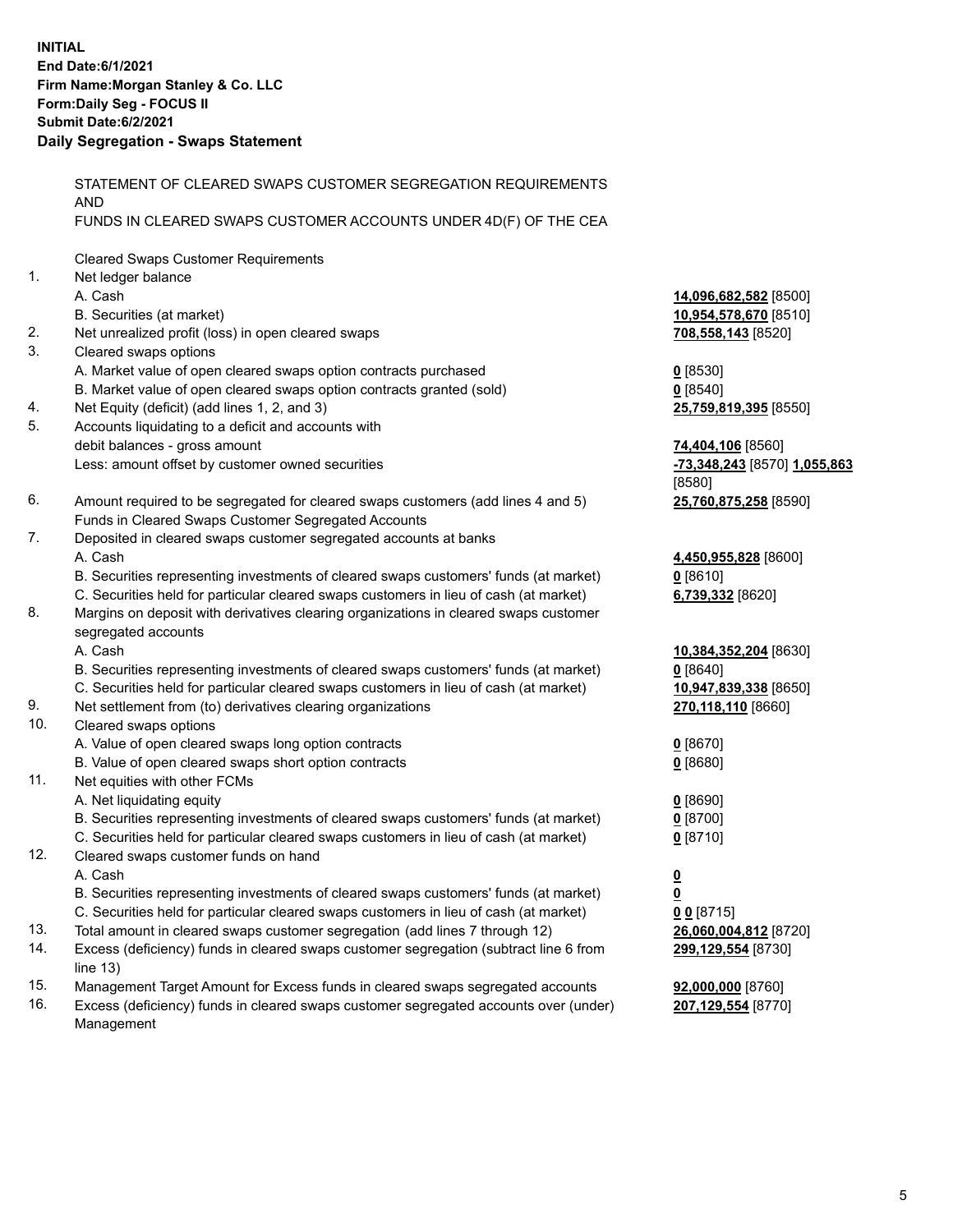**INITIAL**
**End Date:6/1/2021**
**Firm Name:Morgan Stanley & Co. LLC**
**Form:Daily Seg - FOCUS II**
**Submit Date:6/2/2021**
**Daily Segregation - Swaps Statement**

STATEMENT OF CLEARED SWAPS CUSTOMER SEGREGATION REQUIREMENTS AND FUNDS IN CLEARED SWAPS CUSTOMER ACCOUNTS UNDER 4D(F) OF THE CEA

| | | |
|---|---|---|
| | Cleared Swaps Customer Requirements | |
| 1. | Net ledger balance | |
| | A. Cash | **14,096,682,582** [8500] |
| | B. Securities (at market) | **10,954,578,670** [8510] |
| 2. | Net unrealized profit (loss) in open cleared swaps | **708,558,143** [8520] |
| 3. | Cleared swaps options | |
| | A. Market value of open cleared swaps option contracts purchased | **0** [8530] |
| | B. Market value of open cleared swaps option contracts granted (sold) | **0** [8540] |
| 4. | Net Equity (deficit) (add lines 1, 2, and 3) | **25,759,819,395** [8550] |
| 5. | Accounts liquidating to a deficit and accounts with debit balances - gross amount | **74,404,106** [8560] |
| | Less: amount offset by customer owned securities | **-73,348,243** [8570] **1,055,863** [8580] |
| 6. | Amount required to be segregated for cleared swaps customers (add lines 4 and 5) | **25,760,875,258** [8590] |
| | Funds in Cleared Swaps Customer Segregated Accounts | |
| 7. | Deposited in cleared swaps customer segregated accounts at banks | |
| | A. Cash | **4,450,955,828** [8600] |
| | B. Securities representing investments of cleared swaps customers' funds (at market) | **0** [8610] |
| | C. Securities held for particular cleared swaps customers in lieu of cash (at market) | **6,739,332** [8620] |
| 8. | Margins on deposit with derivatives clearing organizations in cleared swaps customer segregated accounts | |
| | A. Cash | **10,384,352,204** [8630] |
| | B. Securities representing investments of cleared swaps customers' funds (at market) | **0** [8640] |
| | C. Securities held for particular cleared swaps customers in lieu of cash (at market) | **10,947,839,338** [8650] |
| 9. | Net settlement from (to) derivatives clearing organizations | **270,118,110** [8660] |
| 10. | Cleared swaps options | |
| | A. Value of open cleared swaps long option contracts | **0** [8670] |
| | B. Value of open cleared swaps short option contracts | **0** [8680] |
| 11. | Net equities with other FCMs | |
| | A. Net liquidating equity | **0** [8690] |
| | B. Securities representing investments of cleared swaps customers' funds (at market) | **0** [8700] |
| | C. Securities held for particular cleared swaps customers in lieu of cash (at market) | **0** [8710] |
| 12. | Cleared swaps customer funds on hand | |
| | A. Cash | **0** |
| | B. Securities representing investments of cleared swaps customers' funds (at market) | **0** |
| | C. Securities held for particular cleared swaps customers in lieu of cash (at market) | **0** **0** [8715] |
| 13. | Total amount in cleared swaps customer segregation (add lines 7 through 12) | **26,060,004,812** [8720] |
| 14. | Excess (deficiency) funds in cleared swaps customer segregation (subtract line 6 from line 13) | **299,129,554** [8730] |
| 15. | Management Target Amount for Excess funds in cleared swaps segregated accounts | **92,000,000** [8760] |
| 16. | Excess (deficiency) funds in cleared swaps customer segregated accounts over (under) Management | **207,129,554** [8770] |